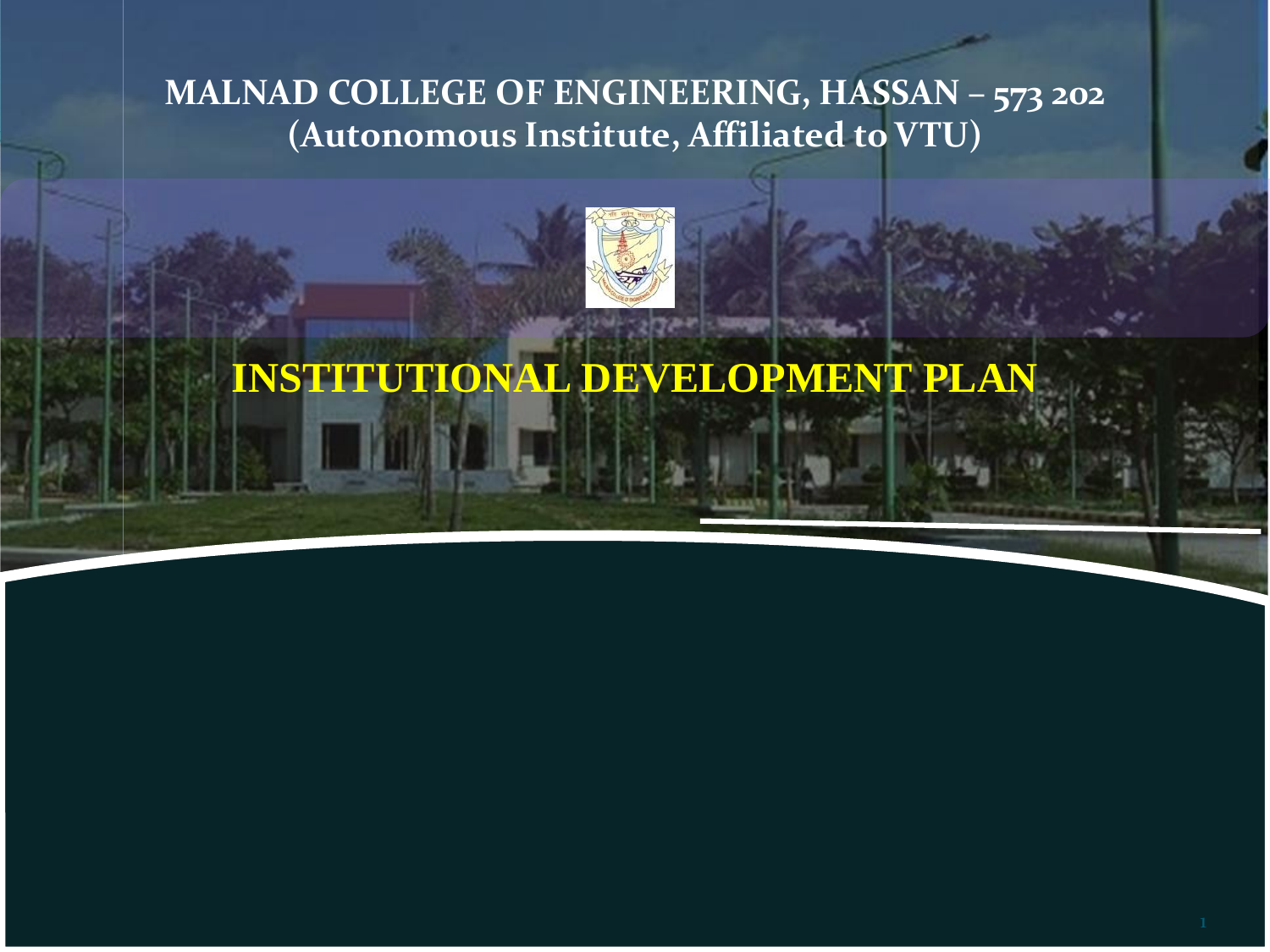# MALNAD COLLEGE OF ENGINEERING, HASSAN – 573 202
## (Autonomous Institute, Affiliated to VTU)

# INSTITUTIONAL DEVELOPMENT PLAN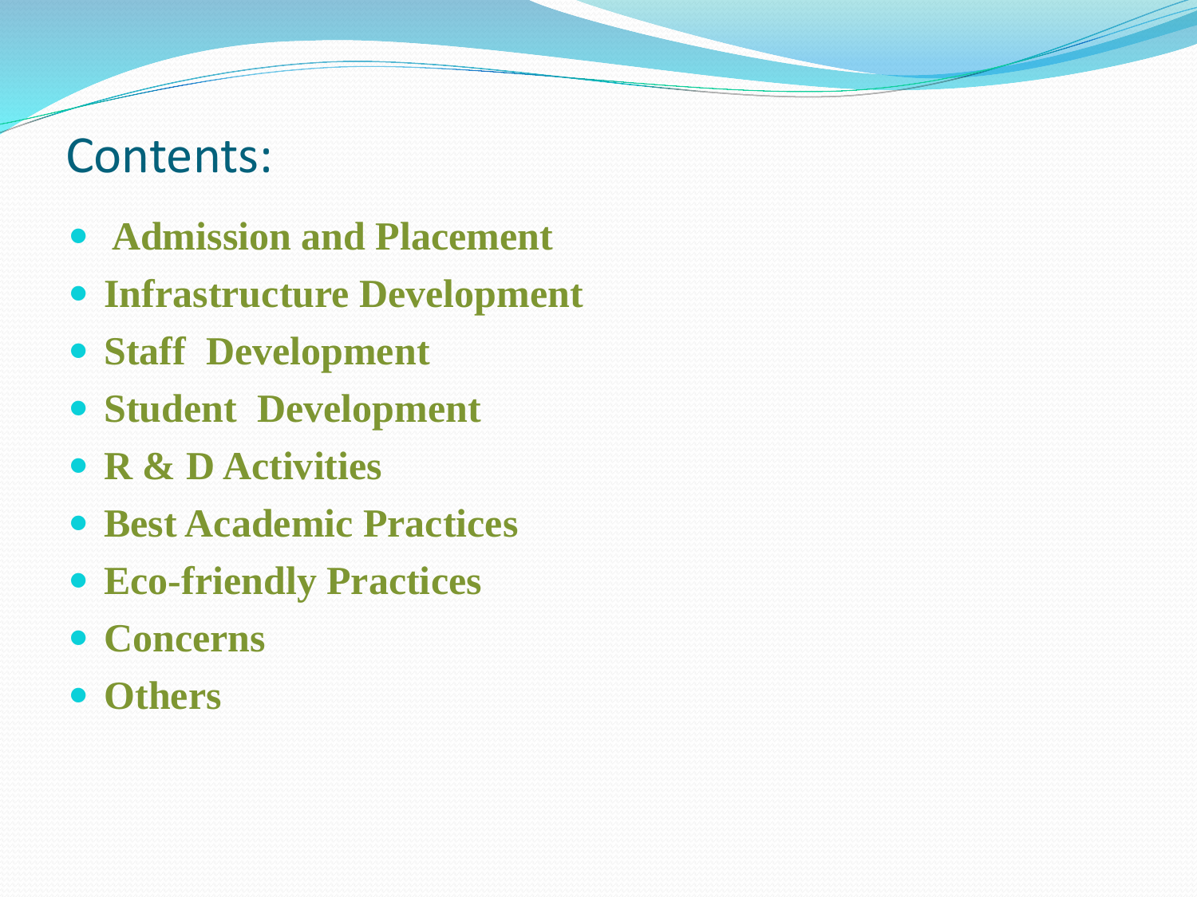# Contents:

- **Admission and Placement**
- **Infrastructure Development**
- **Staff Development**
- **Student Development**
- **R & D Activities**
- **Best Academic Practices**
- **Eco-friendly Practices**
- **Concerns**
- **Others**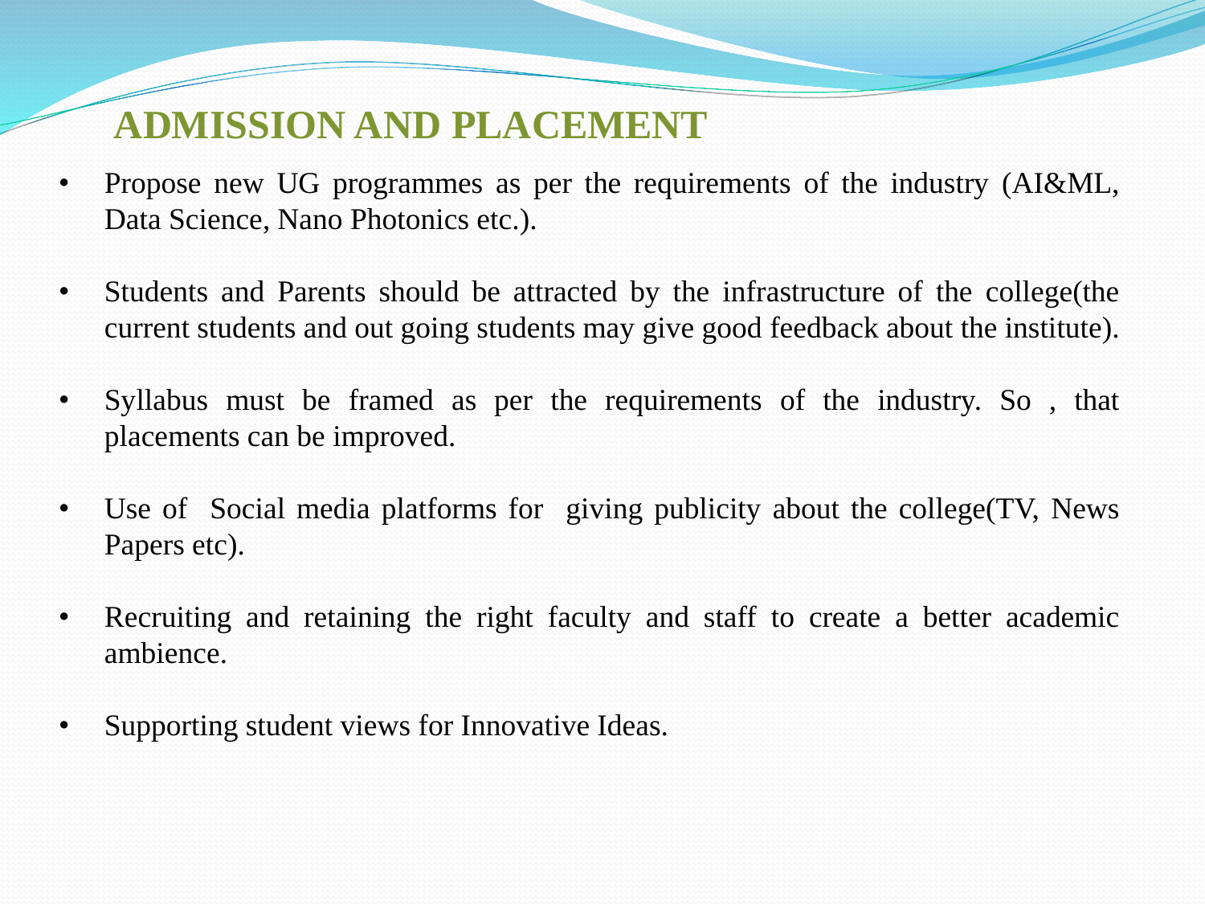# ADMISSION AND PLACEMENT

- Propose new UG programmes as per the requirements of the industry (AI&ML, Data Science, Nano Photonics etc.).

- Students and Parents should be attracted by the infrastructure of the college(the current students and out going students may give good feedback about the institute).

- Syllabus must be framed as per the requirements of the industry. So , that placements can be improved.

- Use of Social media platforms for giving publicity about the college(TV, News Papers etc).

- Recruiting and retaining the right faculty and staff to create a better academic ambience.

- Supporting student views for Innovative Ideas.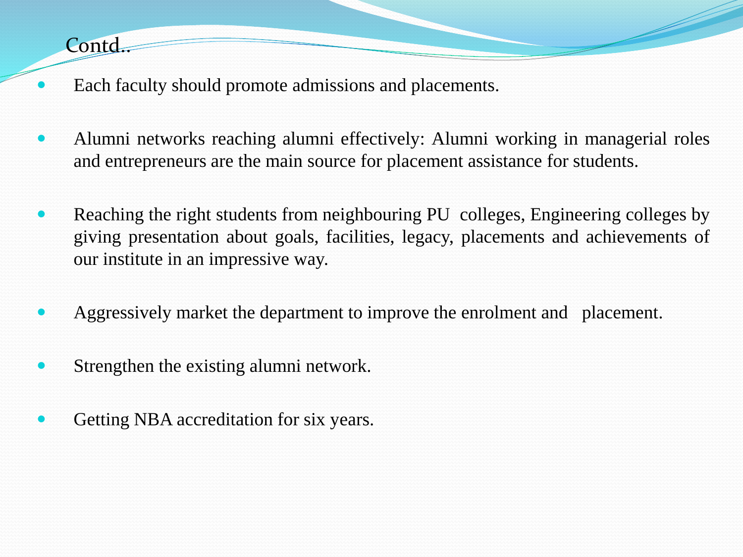## Contd..

- Each faculty should promote admissions and placements.

- Alumni networks reaching alumni effectively: Alumni working in managerial roles and entrepreneurs are the main source for placement assistance for students.

- Reaching the right students from neighbouring PU colleges, Engineering colleges by giving presentation about goals, facilities, legacy, placements and achievements of our institute in an impressive way.

- Aggressively market the department to improve the enrolment and placement.

- Strengthen the existing alumni network.

- Getting NBA accreditation for six years.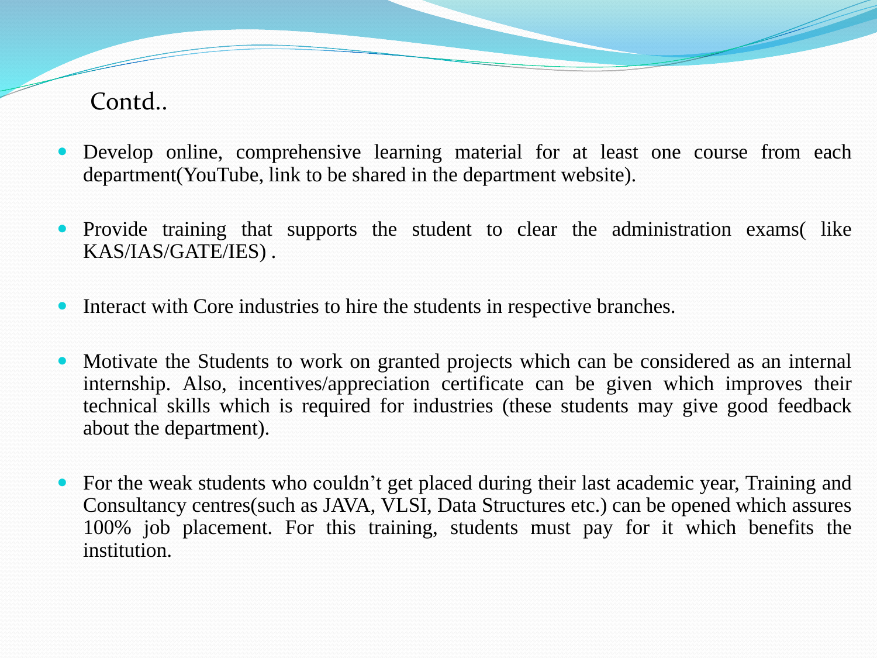## Contd..

- Develop online, comprehensive learning material for at least one course from each department(YouTube, link to be shared in the department website).
- Provide training that supports the student to clear the administration exams( like KAS/IAS/GATE/IES) .
- Interact with Core industries to hire the students in respective branches.
- Motivate the Students to work on granted projects which can be considered as an internal internship. Also, incentives/appreciation certificate can be given which improves their technical skills which is required for industries (these students may give good feedback about the department).
- For the weak students who couldn't get placed during their last academic year, Training and Consultancy centres(such as JAVA, VLSI, Data Structures etc.) can be opened which assures 100% job placement. For this training, students must pay for it which benefits the institution.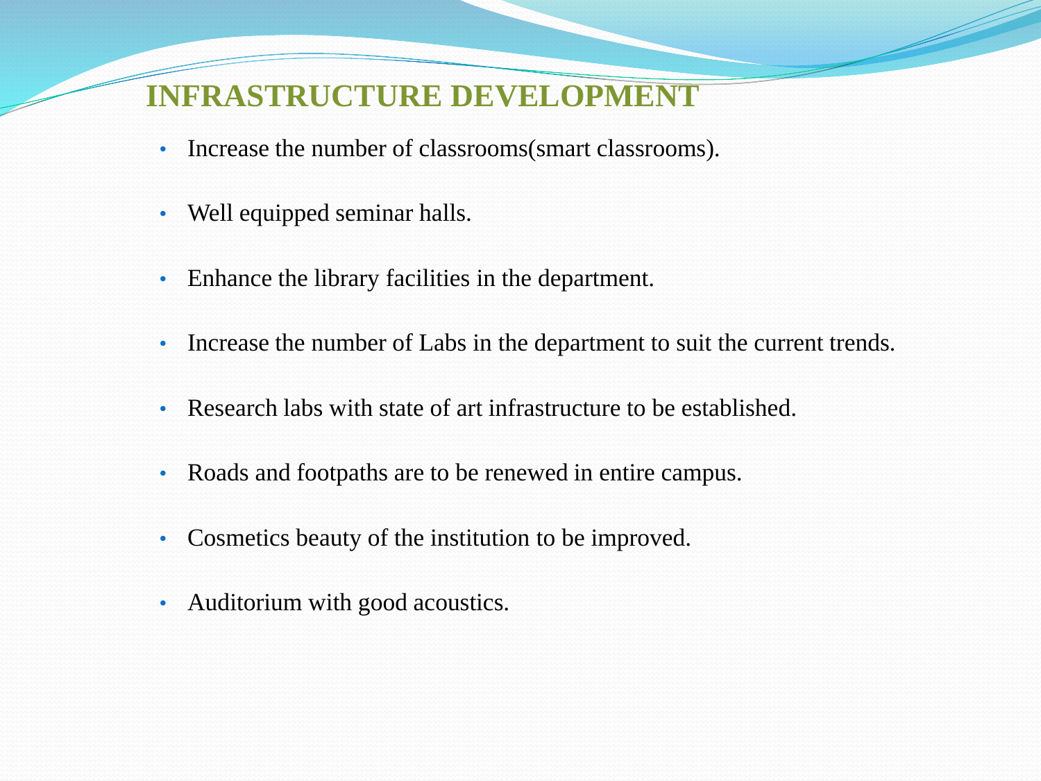## INFRASTRUCTURE DEVELOPMENT

- Increase the number of classrooms(smart classrooms).
- Well equipped seminar halls.
- Enhance the library facilities in the department.
- Increase the number of Labs in the department to suit the current trends.
- Research labs with state of art infrastructure to be established.
- Roads and footpaths are to be renewed in entire campus.
- Cosmetics beauty of the institution to be improved.
- Auditorium with good acoustics.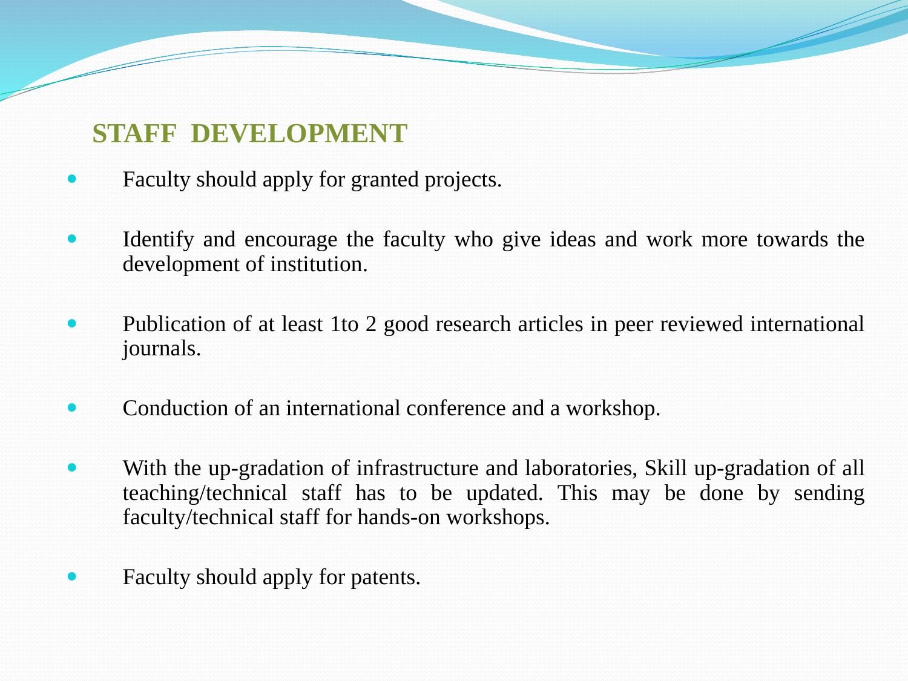## STAFF DEVELOPMENT

- Faculty should apply for granted projects.
- Identify and encourage the faculty who give ideas and work more towards the development of institution.
- Publication of at least 1to 2 good research articles in peer reviewed international journals.
- Conduction of an international conference and a workshop.
- With the up-gradation of infrastructure and laboratories, Skill up-gradation of all teaching/technical staff has to be updated. This may be done by sending faculty/technical staff for hands-on workshops.
- Faculty should apply for patents.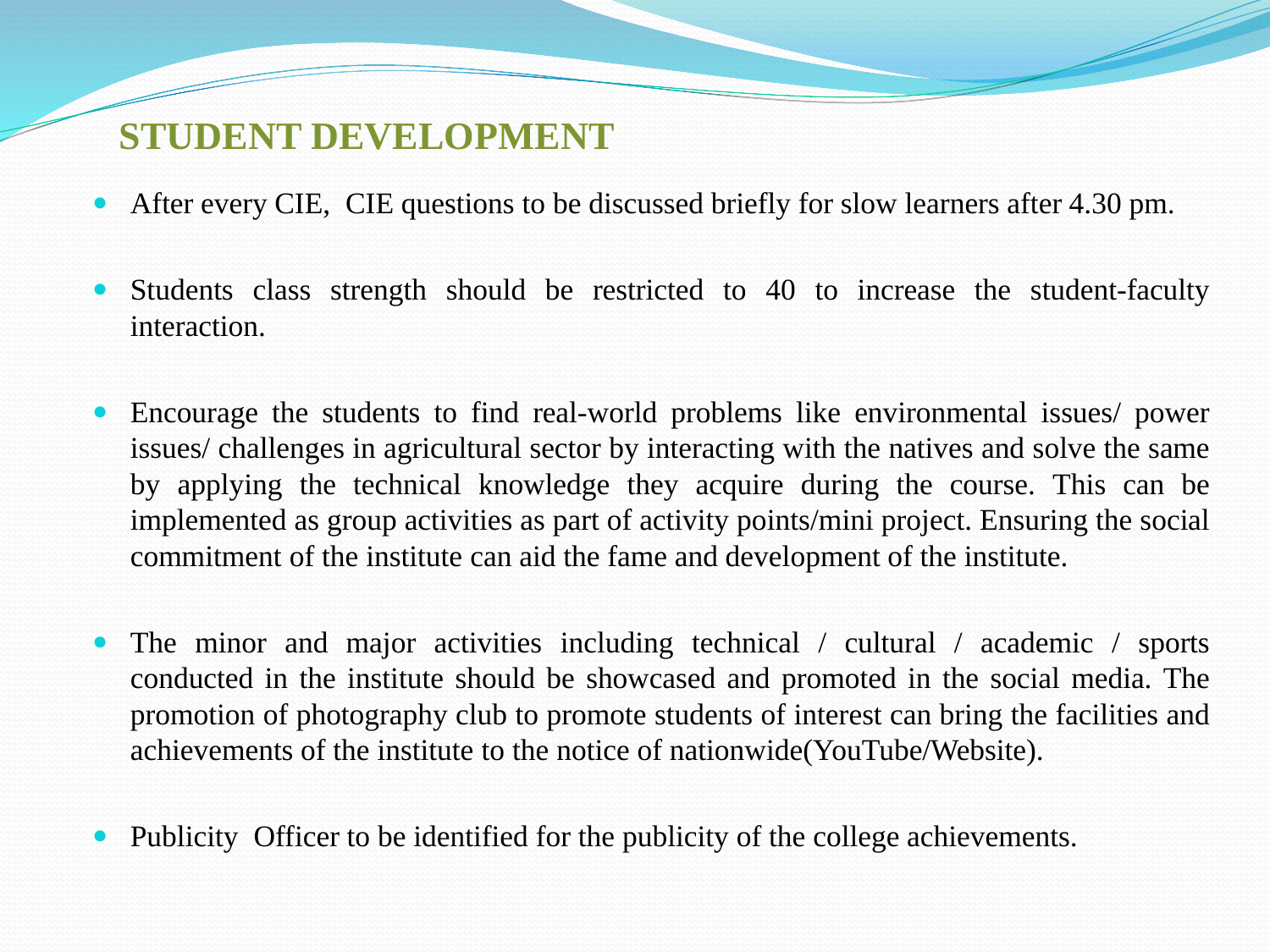## STUDENT DEVELOPMENT

- After every CIE, CIE questions to be discussed briefly for slow learners after 4.30 pm.
- Students class strength should be restricted to 40 to increase the student-faculty interaction.
- Encourage the students to find real-world problems like environmental issues/ power issues/ challenges in agricultural sector by interacting with the natives and solve the same by applying the technical knowledge they acquire during the course. This can be implemented as group activities as part of activity points/mini project. Ensuring the social commitment of the institute can aid the fame and development of the institute.
- The minor and major activities including technical / cultural / academic / sports conducted in the institute should be showcased and promoted in the social media. The promotion of photography club to promote students of interest can bring the facilities and achievements of the institute to the notice of nationwide(YouTube/Website).
- Publicity Officer to be identified for the publicity of the college achievements.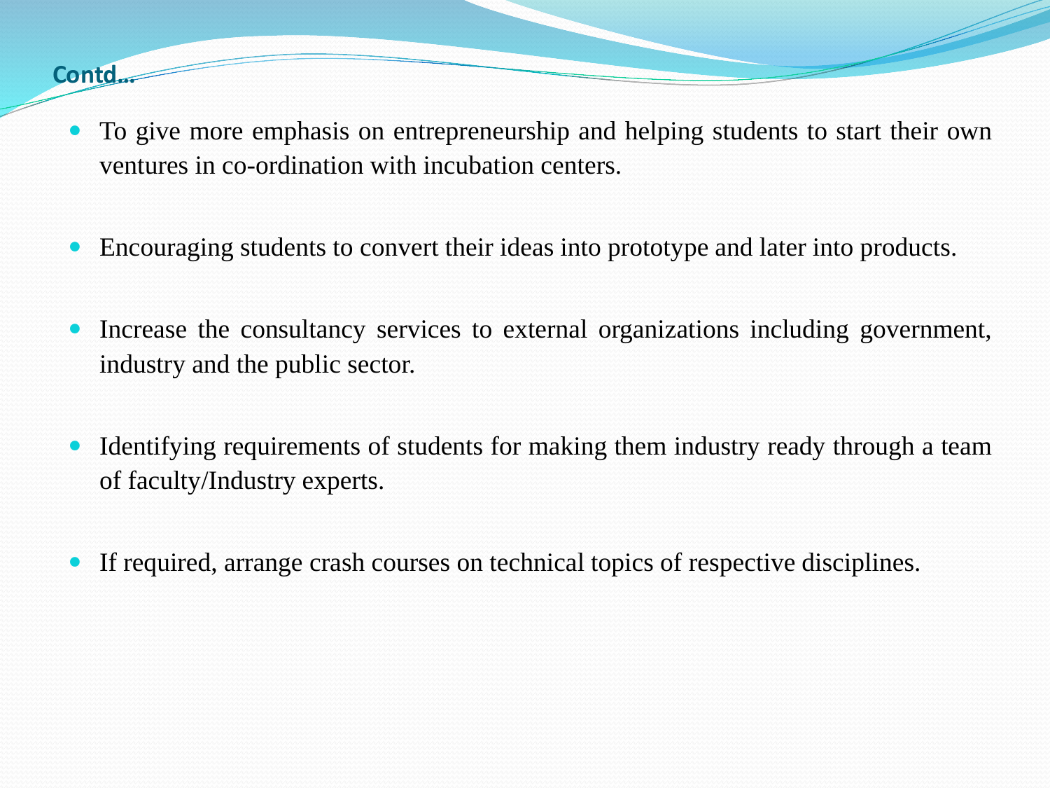## Contd…

- To give more emphasis on entrepreneurship and helping students to start their own ventures in co-ordination with incubation centers.

- Encouraging students to convert their ideas into prototype and later into products.

- Increase the consultancy services to external organizations including government, industry and the public sector.

- Identifying requirements of students for making them industry ready through a team of faculty/Industry experts.

- If required, arrange crash courses on technical topics of respective disciplines.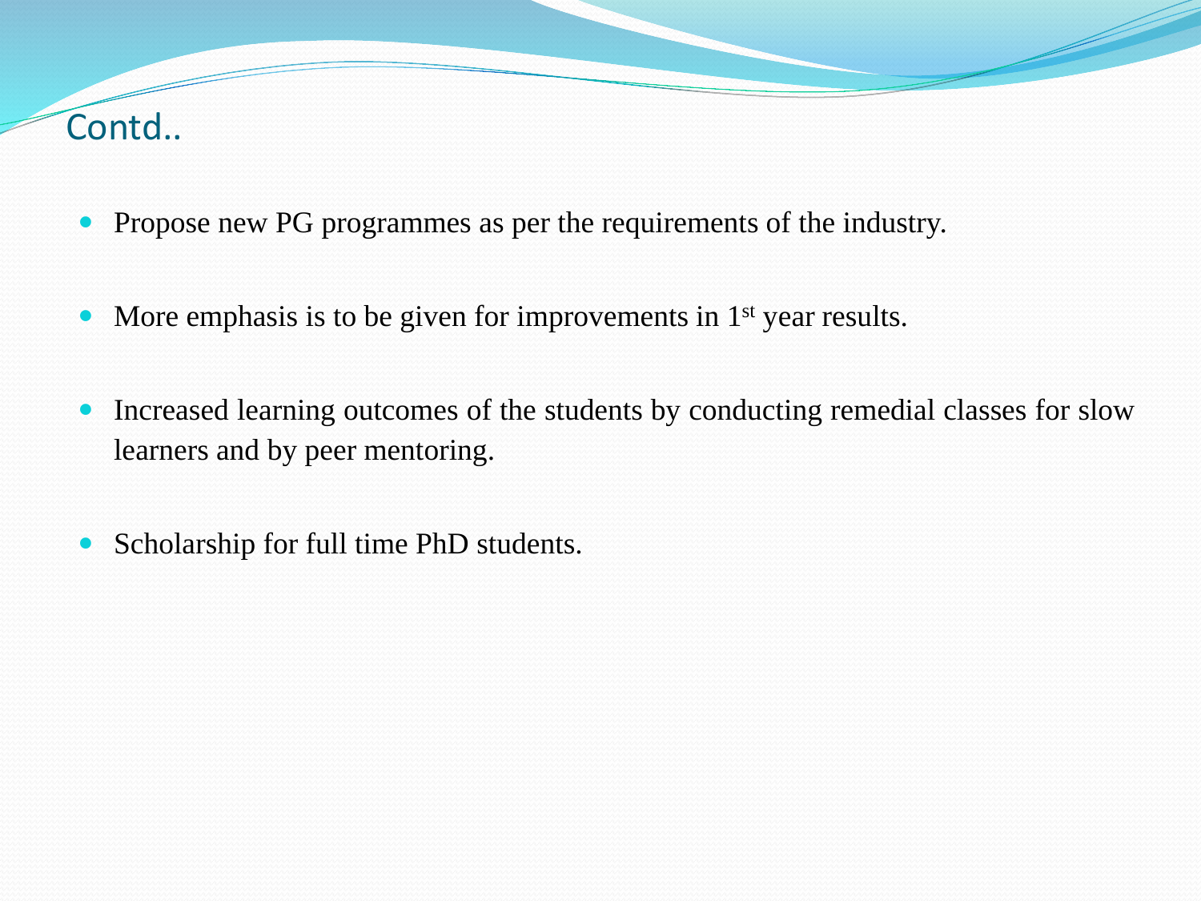## Contd..

- Propose new PG programmes as per the requirements of the industry.
- More emphasis is to be given for improvements in 1$^{st}$ year results.
- Increased learning outcomes of the students by conducting remedial classes for slow learners and by peer mentoring.
- Scholarship for full time PhD students.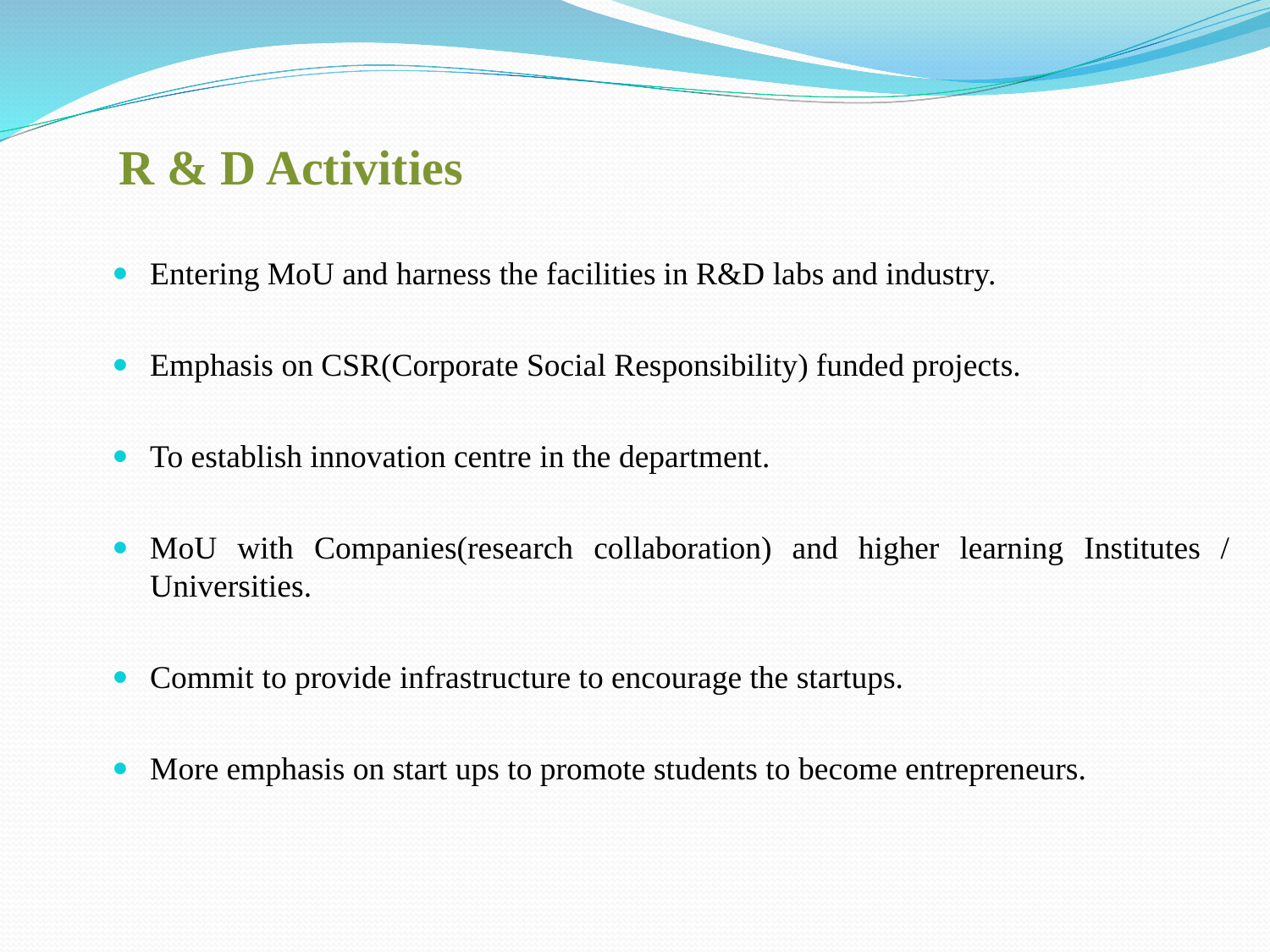## R & D Activities

- Entering MoU and harness the facilities in R&D labs and industry.
- Emphasis on CSR(Corporate Social Responsibility) funded projects.
- To establish innovation centre in the department.
- MoU with Companies(research collaboration) and higher learning Institutes / Universities.
- Commit to provide infrastructure to encourage the startups.
- More emphasis on start ups to promote students to become entrepreneurs.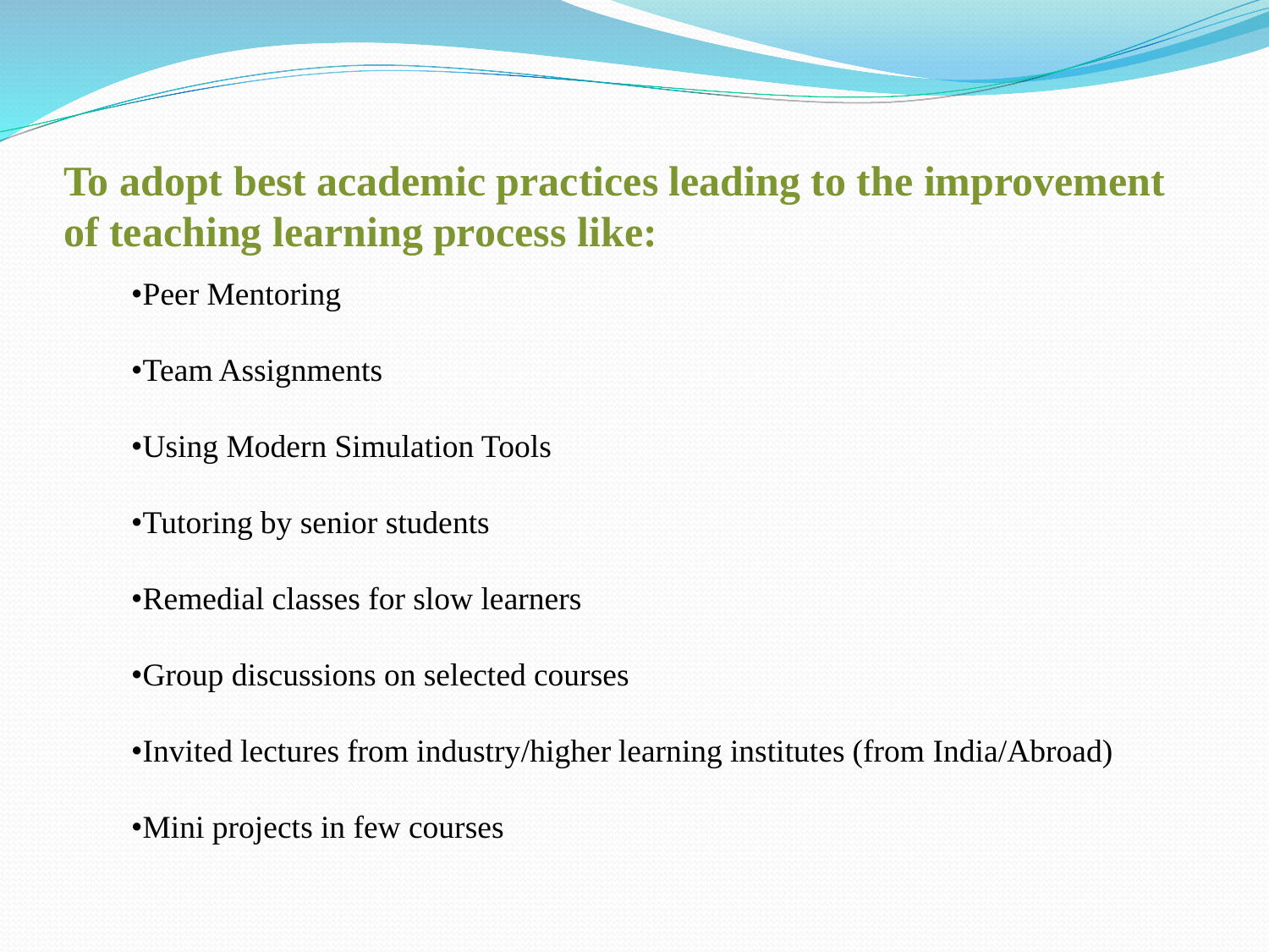## To adopt best academic practices leading to the improvement of teaching learning process like:

- Peer Mentoring
- Team Assignments
- Using Modern Simulation Tools
- Tutoring by senior students
- Remedial classes for slow learners
- Group discussions on selected courses
- Invited lectures from industry/higher learning institutes (from India/Abroad)
- Mini projects in few courses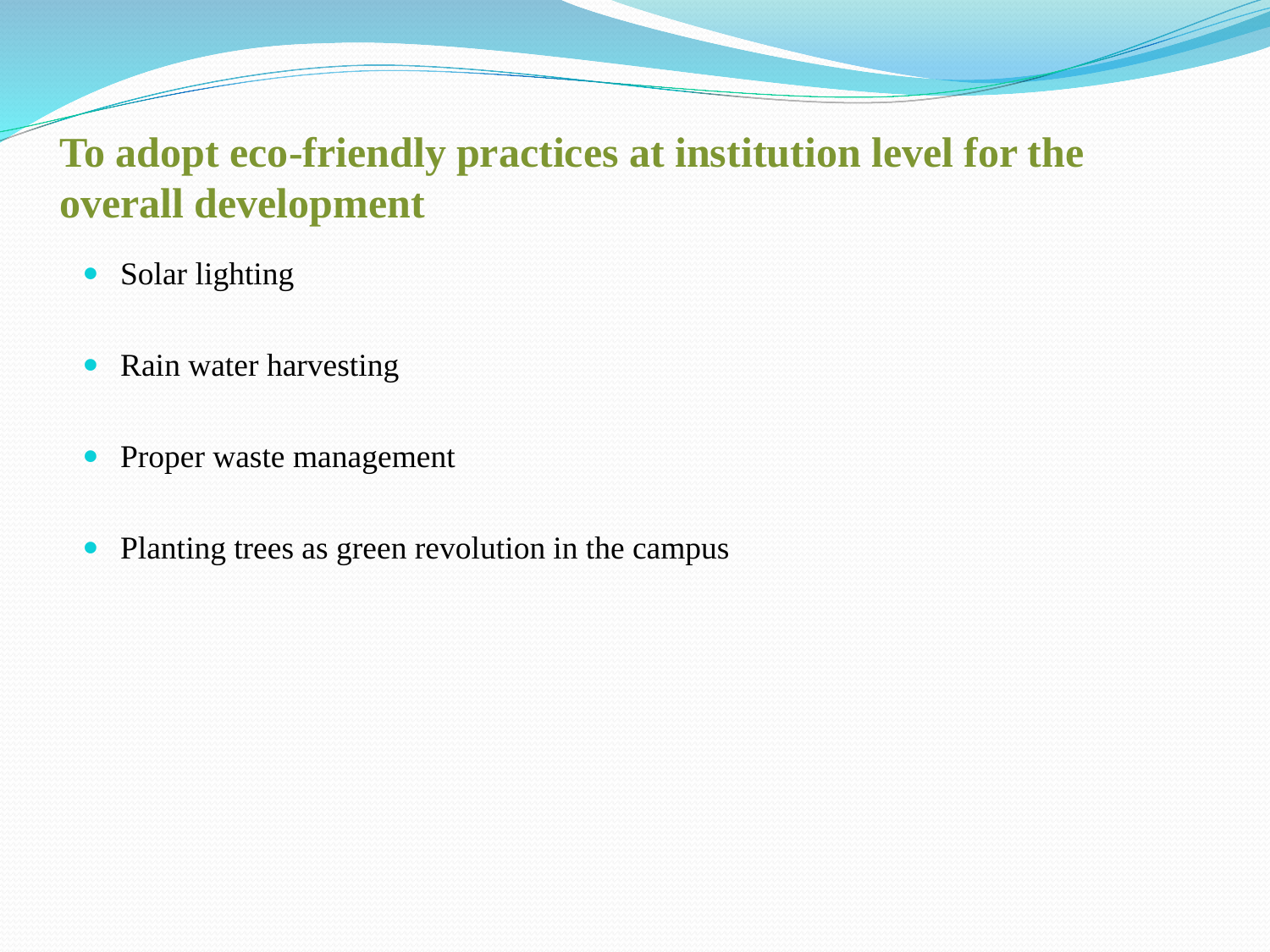## To adopt eco-friendly practices at institution level for the overall development

- Solar lighting
- Rain water harvesting
- Proper waste management
- Planting trees as green revolution in the campus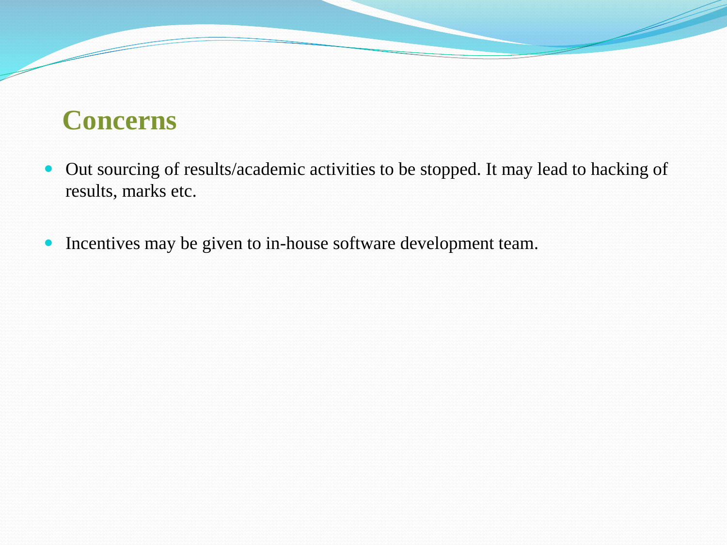## Concerns

- Out sourcing of results/academic activities to be stopped. It may lead to hacking of results, marks etc.
- Incentives may be given to in-house software development team.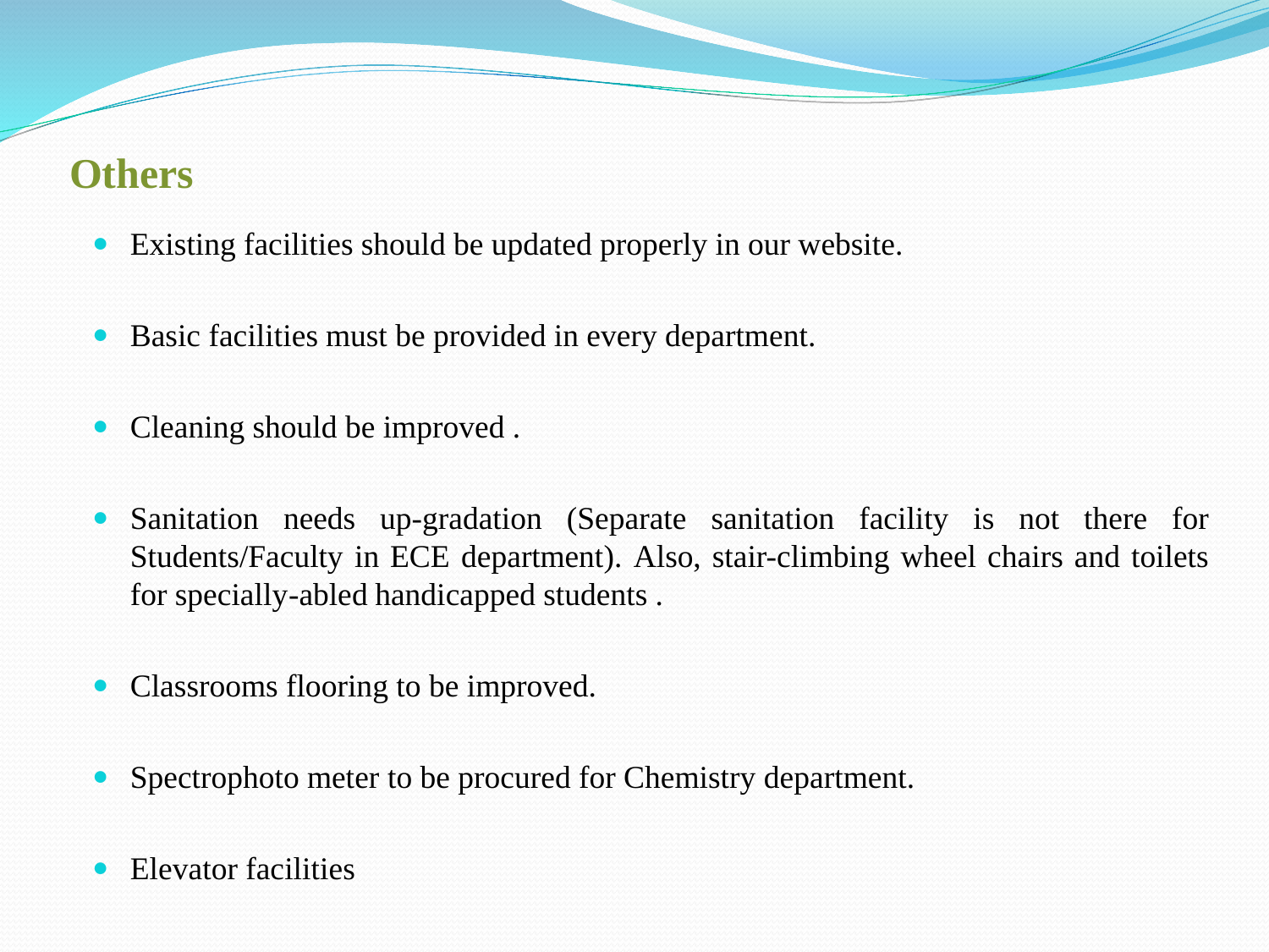## Others

- Existing facilities should be updated properly in our website.
- Basic facilities must be provided in every department.
- Cleaning should be improved .
- Sanitation needs up-gradation (Separate sanitation facility is not there for Students/Faculty in ECE department). Also, stair-climbing wheel chairs and toilets for specially-abled handicapped students .
- Classrooms flooring to be improved.
- Spectrophoto meter to be procured for Chemistry department.
- Elevator facilities